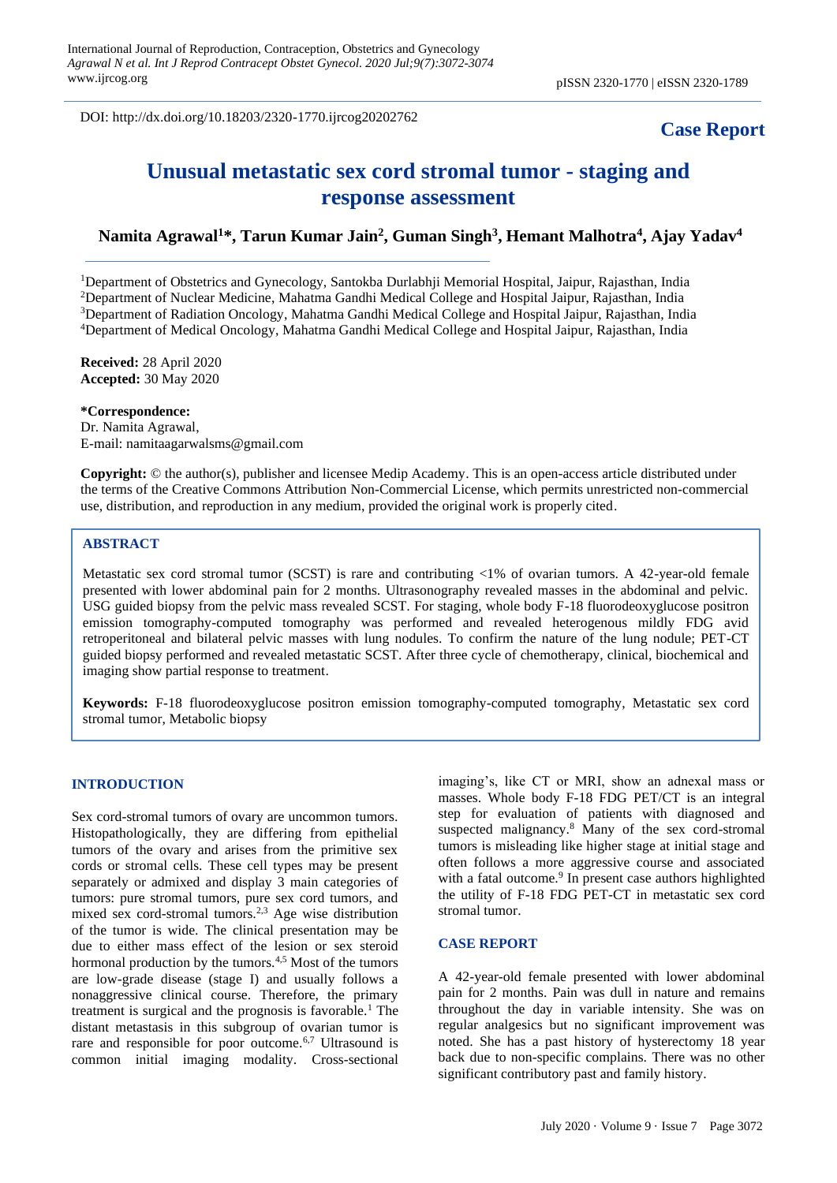DOI: http://dx.doi.org/10.18203/2320-1770.ijrcog20202762

**Case Report**

# Unusual metastatic sex cord stromal tumor - staging and response assessment

**Namita Agrawal[1]*, Tarun Kumar Jain[2], Guman Singh[3], Hemant Malhotra[4], Ajay Yadav[4]**

[1]Department of Obstetrics and Gynecology, Santokba Durlabhji Memorial Hospital, Jaipur, Rajasthan, India
[2]Department of Nuclear Medicine, Mahatma Gandhi Medical College and Hospital Jaipur, Rajasthan, India
[3]Department of Radiation Oncology, Mahatma Gandhi Medical College and Hospital Jaipur, Rajasthan, India
[4]Department of Medical Oncology, Mahatma Gandhi Medical College and Hospital Jaipur, Rajasthan, India

**Received:** 28 April 2020
**Accepted:** 30 May 2020

***Correspondence:**
Dr. Namita Agrawal,
E-mail: namitaagarwalsms@gmail.com

**Copyright:** © the author(s), publisher and licensee Medip Academy. This is an open-access article distributed under the terms of the Creative Commons Attribution Non-Commercial License, which permits unrestricted non-commercial use, distribution, and reproduction in any medium, provided the original work is properly cited.

## ABSTRACT

Metastatic sex cord stromal tumor (SCST) is rare and contributing <1% of ovarian tumors. A 42-year-old female presented with lower abdominal pain for 2 months. Ultrasonography revealed masses in the abdominal and pelvic. USG guided biopsy from the pelvic mass revealed SCST. For staging, whole body F-18 fluorodeoxyglucose positron emission tomography-computed tomography was performed and revealed heterogenous mildly FDG avid retroperitoneal and bilateral pelvic masses with lung nodules. To confirm the nature of the lung nodule; PET-CT guided biopsy performed and revealed metastatic SCST. After three cycle of chemotherapy, clinical, biochemical and imaging show partial response to treatment.

**Keywords:** F-18 fluorodeoxyglucose positron emission tomography-computed tomography, Metastatic sex cord stromal tumor, Metabolic biopsy

## INTRODUCTION

Sex cord-stromal tumors of ovary are uncommon tumors. Histopathologically, they are differing from epithelial tumors of the ovary and arises from the primitive sex cords or stromal cells. These cell types may be present separately or admixed and display 3 main categories of tumors: pure stromal tumors, pure sex cord tumors, and mixed sex cord-stromal tumors.[2,3] Age wise distribution of the tumor is wide. The clinical presentation may be due to either mass effect of the lesion or sex steroid hormonal production by the tumors.[4,5] Most of the tumors are low-grade disease (stage I) and usually follows a nonaggressive clinical course. Therefore, the primary treatment is surgical and the prognosis is favorable.[1] The distant metastasis in this subgroup of ovarian tumor is rare and responsible for poor outcome.[6,7] Ultrasound is common initial imaging modality. Cross-sectional imaging's, like CT or MRI, show an adnexal mass or masses. Whole body F-18 FDG PET/CT is an integral step for evaluation of patients with diagnosed and suspected malignancy.[8] Many of the sex cord-stromal tumors is misleading like higher stage at initial stage and often follows a more aggressive course and associated with a fatal outcome.[9] In present case authors highlighted the utility of F-18 FDG PET-CT in metastatic sex cord stromal tumor.

## CASE REPORT

A 42-year-old female presented with lower abdominal pain for 2 months. Pain was dull in nature and remains throughout the day in variable intensity. She was on regular analgesics but no significant improvement was noted. She has a past history of hysterectomy 18 year back due to non-specific complains. There was no other significant contributory past and family history.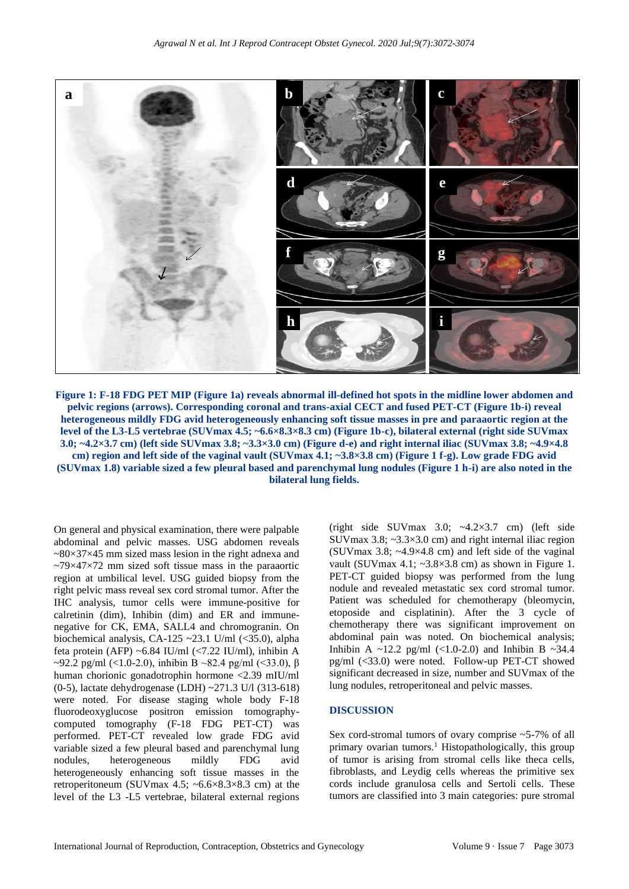**Figure 1: F-18 FDG PET MIP (Figure 1a) reveals abnormal ill-defined hot spots in the midline lower abdomen and pelvic regions (arrows). Corresponding coronal and trans-axial CECT and fused PET-CT (Figure 1b-i) reveal heterogeneous mildly FDG avid heterogeneously enhancing soft tissue masses in pre and paraaortic region at the level of the L3-L5 vertebrae (SUVmax 4.5; ~6.6×8.3×8.3 cm) (Figure 1b-c), bilateral external (right side SUVmax 3.0; ~4.2×3.7 cm) (left side SUVmax 3.8; ~3.3×3.0 cm) (Figure d-e) and right internal iliac (SUVmax 3.8; ~4.9×4.8 cm) region and left side of the vaginal vault (SUVmax 4.1; ~3.8×3.8 cm) (Figure 1 f-g). Low grade FDG avid (SUVmax 1.8) variable sized a few pleural based and parenchymal lung nodules (Figure 1 h-i) are also noted in the bilateral lung fields.**

On general and physical examination, there were palpable abdominal and pelvic masses. USG abdomen reveals ~80×37×45 mm sized mass lesion in the right adnexa and ~79×47×72 mm sized soft tissue mass in the paraaortic region at umbilical level. USG guided biopsy from the right pelvic mass reveal sex cord stromal tumor. After the IHC analysis, tumor cells were immune-positive for calretinin (dim), Inhibin (dim) and ER and immune-negative for CK, EMA, SALL4 and chromogranin. On biochemical analysis, CA-125 ~23.1 U/ml (<35.0), alpha feta protein (AFP) ~6.84 IU/ml (<7.22 IU/ml), inhibin A ~92.2 pg/ml (<1.0-2.0), inhibin B ~82.4 pg/ml (<33.0), β human chorionic gonadotrophin hormone <2.39 mIU/ml (0-5), lactate dehydrogenase (LDH) ~271.3 U/l (313-618) were noted. For disease staging whole body F-18 fluorodeoxyglucose positron emission tomography-computed tomography (F-18 FDG PET-CT) was performed. PET-CT revealed low grade FDG avid variable sized a few pleural based and parenchymal lung nodules, heterogeneous mildly FDG avid heterogeneously enhancing soft tissue masses in the retroperitoneum (SUVmax 4.5; ~6.6×8.3×8.3 cm) at the level of the L3 -L5 vertebrae, bilateral external regions (right side SUVmax 3.0; ~4.2×3.7 cm) (left side SUVmax 3.8; ~3.3×3.0 cm) and right internal iliac region (SUVmax 3.8; ~4.9×4.8 cm) and left side of the vaginal vault (SUVmax 4.1; ~3.8×3.8 cm) as shown in Figure 1. PET-CT guided biopsy was performed from the lung nodule and revealed metastatic sex cord stromal tumor. Patient was scheduled for chemotherapy (bleomycin, etoposide and cisplatinin). After the 3 cycle of chemotherapy there was significant improvement on abdominal pain was noted. On biochemical analysis; Inhibin A ~12.2 pg/ml (<1.0-2.0) and Inhibin B ~34.4 pg/ml (<33.0) were noted. Follow-up PET-CT showed significant decreased in size, number and SUVmax of the lung nodules, retroperitoneal and pelvic masses.

## DISCUSSION

Sex cord-stromal tumors of ovary comprise ~5-7% of all primary ovarian tumors.[1] Histopathologically, this group of tumor is arising from stromal cells like theca cells, fibroblasts, and Leydig cells whereas the primitive sex cords include granulosa cells and Sertoli cells. These tumors are classified into 3 main categories: pure stromal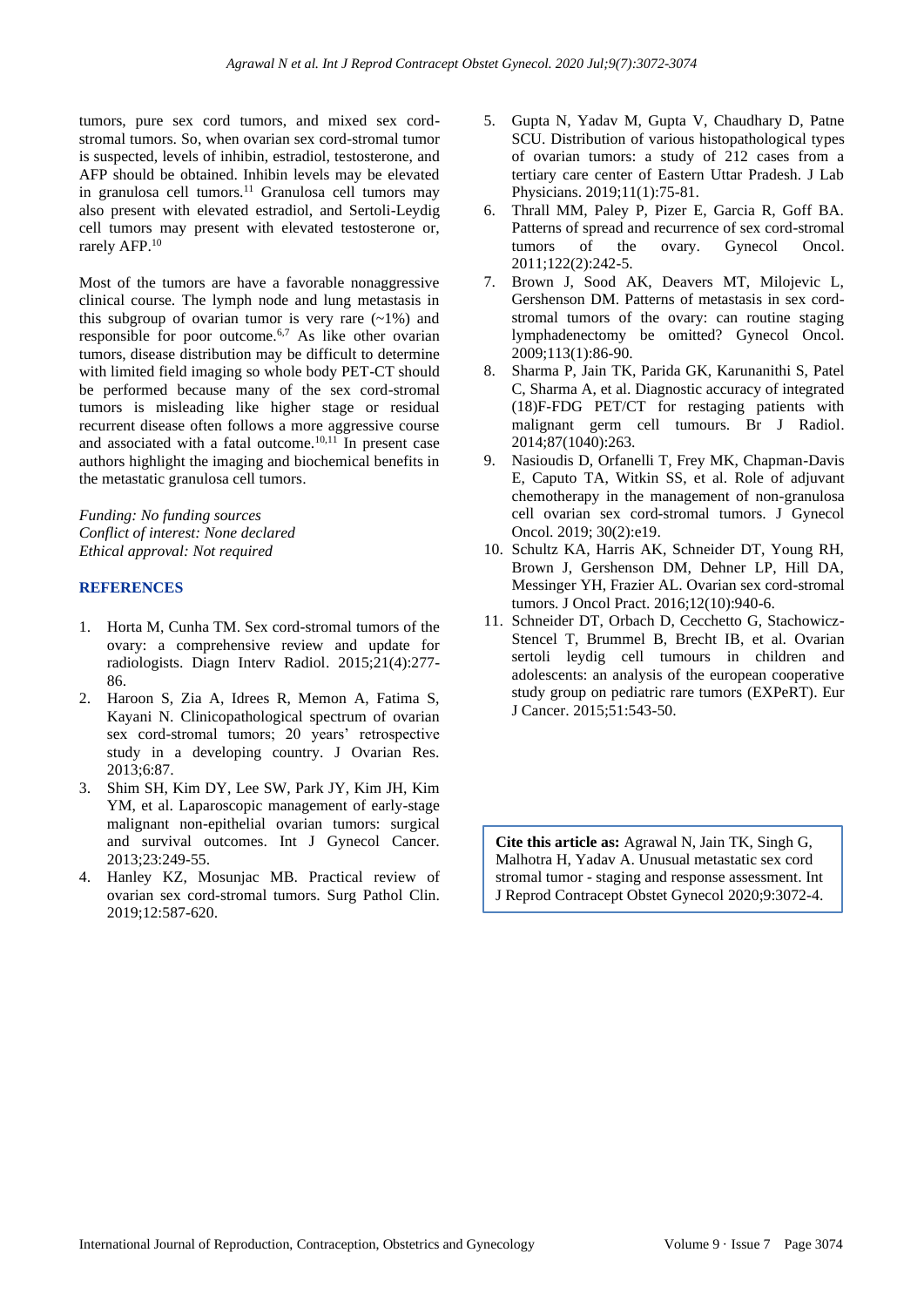tumors, pure sex cord tumors, and mixed sex cord-stromal tumors. So, when ovarian sex cord-stromal tumor is suspected, levels of inhibin, estradiol, testosterone, and AFP should be obtained. Inhibin levels may be elevated in granulosa cell tumors.[11] Granulosa cell tumors may also present with elevated estradiol, and Sertoli-Leydig cell tumors may present with elevated testosterone or, rarely AFP.[10]

Most of the tumors are have a favorable nonaggressive clinical course. The lymph node and lung metastasis in this subgroup of ovarian tumor is very rare (~1%) and responsible for poor outcome.[6,7] As like other ovarian tumors, disease distribution may be difficult to determine with limited field imaging so whole body PET-CT should be performed because many of the sex cord-stromal tumors is misleading like higher stage or residual recurrent disease often follows a more aggressive course and associated with a fatal outcome.[10,11] In present case authors highlight the imaging and biochemical benefits in the metastatic granulosa cell tumors.

*Funding: No funding sources*
*Conflict of interest: None declared*
*Ethical approval: Not required*

## REFERENCES

1. Horta M, Cunha TM. Sex cord-stromal tumors of the ovary: a comprehensive review and update for radiologists. Diagn Interv Radiol. 2015;21(4):277-86.
2. Haroon S, Zia A, Idrees R, Memon A, Fatima S, Kayani N. Clinicopathological spectrum of ovarian sex cord-stromal tumors; 20 years' retrospective study in a developing country. J Ovarian Res. 2013;6:87.
3. Shim SH, Kim DY, Lee SW, Park JY, Kim JH, Kim YM, et al. Laparoscopic management of early-stage malignant non-epithelial ovarian tumors: surgical and survival outcomes. Int J Gynecol Cancer. 2013;23:249-55.
4. Hanley KZ, Mosunjac MB. Practical review of ovarian sex cord-stromal tumors. Surg Pathol Clin. 2019;12:587-620.
5. Gupta N, Yadav M, Gupta V, Chaudhary D, Patne SCU. Distribution of various histopathological types of ovarian tumors: a study of 212 cases from a tertiary care center of Eastern Uttar Pradesh. J Lab Physicians. 2019;11(1):75-81.
6. Thrall MM, Paley P, Pizer E, Garcia R, Goff BA. Patterns of spread and recurrence of sex cord-stromal tumors of the ovary. Gynecol Oncol. 2011;122(2):242-5.
7. Brown J, Sood AK, Deavers MT, Milojevic L, Gershenson DM. Patterns of metastasis in sex cord-stromal tumors of the ovary: can routine staging lymphadenectomy be omitted? Gynecol Oncol. 2009;113(1):86-90.
8. Sharma P, Jain TK, Parida GK, Karunanithi S, Patel C, Sharma A, et al. Diagnostic accuracy of integrated (18)F-FDG PET/CT for restaging patients with malignant germ cell tumours. Br J Radiol. 2014;87(1040):263.
9. Nasioudis D, Orfanelli T, Frey MK, Chapman-Davis E, Caputo TA, Witkin SS, et al. Role of adjuvant chemotherapy in the management of non-granulosa cell ovarian sex cord-stromal tumors. J Gynecol Oncol. 2019; 30(2):e19.
10. Schultz KA, Harris AK, Schneider DT, Young RH, Brown J, Gershenson DM, Dehner LP, Hill DA, Messinger YH, Frazier AL. Ovarian sex cord-stromal tumors. J Oncol Pract. 2016;12(10):940-6.
11. Schneider DT, Orbach D, Cecchetto G, Stachowicz-Stencel T, Brummel B, Brecht IB, et al. Ovarian sertoli leydig cell tumours in children and adolescents: an analysis of the european cooperative study group on pediatric rare tumors (EXPeRT). Eur J Cancer. 2015;51:543-50.

**Cite this article as:** Agrawal N, Jain TK, Singh G, Malhotra H, Yadav A. Unusual metastatic sex cord stromal tumor - staging and response assessment. Int J Reprod Contracept Obstet Gynecol 2020;9:3072-4.